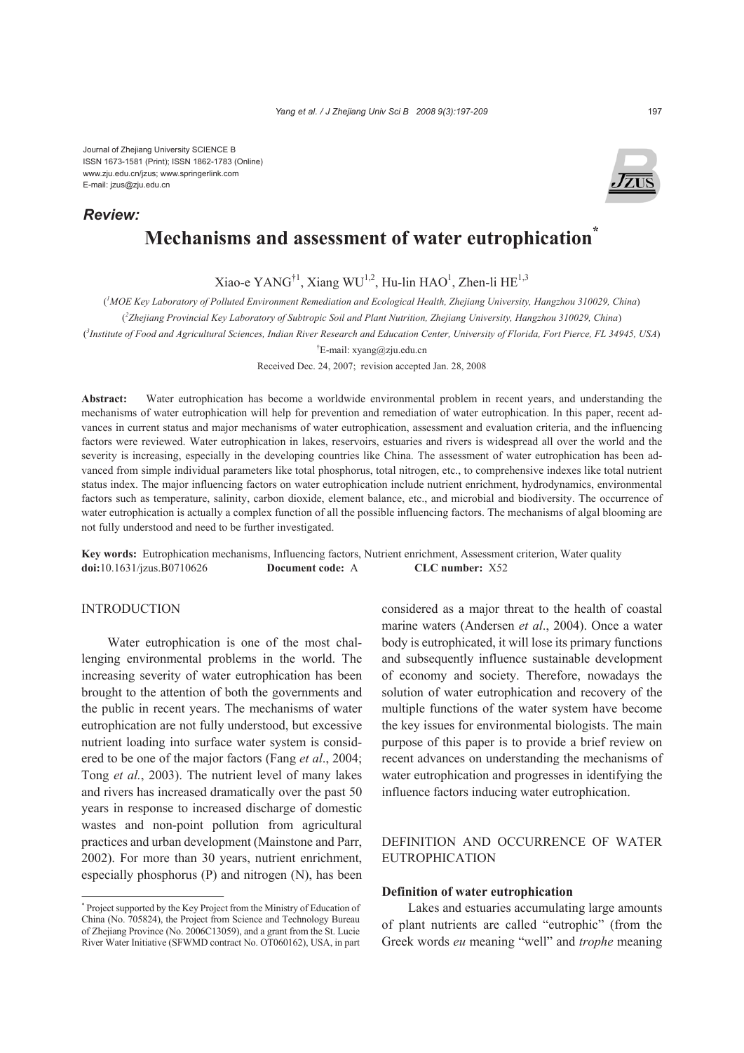Journal of Zhejiang University SCIENCE B
ISSN 1673-1581 (Print); ISSN 1862-1783 (Online)
www.zju.edu.cn/jzus; www.springerlink.com
E-mail: jzus@zju.edu.cn

*Review:*

# Mechanisms and assessment of water eutrophication*

Xiao-e YANG[†1], Xiang WU[1,2], Hu-lin HAO[1], Zhen-li HE[1,3]

([1]MOE Key Laboratory of Polluted Environment Remediation and Ecological Health, Zhejiang University, Hangzhou 310029, China)

([2]Zhejiang Provincial Key Laboratory of Subtropic Soil and Plant Nutrition, Zhejiang University, Hangzhou 310029, China)

([3]Institute of Food and Agricultural Sciences, Indian River Research and Education Center, University of Florida, Fort Pierce, FL 34945, USA)

[†]E-mail: xyang@zju.edu.cn

Received Dec. 24, 2007; revision accepted Jan. 28, 2008

**Abstract:** Water eutrophication has become a worldwide environmental problem in recent years, and understanding the mechanisms of water eutrophication will help for prevention and remediation of water eutrophication. In this paper, recent advances in current status and major mechanisms of water eutrophication, assessment and evaluation criteria, and the influencing factors were reviewed. Water eutrophication in lakes, reservoirs, estuaries and rivers is widespread all over the world and the severity is increasing, especially in the developing countries like China. The assessment of water eutrophication has been advanced from simple individual parameters like total phosphorus, total nitrogen, etc., to comprehensive indexes like total nutrient status index. The major influencing factors on water eutrophication include nutrient enrichment, hydrodynamics, environmental factors such as temperature, salinity, carbon dioxide, element balance, etc., and microbial and biodiversity. The occurrence of water eutrophication is actually a complex function of all the possible influencing factors. The mechanisms of algal blooming are not fully understood and need to be further investigated.

**Key words:** Eutrophication mechanisms, Influencing factors, Nutrient enrichment, Assessment criterion, Water quality
**doi:**10.1631/jzus.B0710626 **Document code:** A **CLC number:** X52

## INTRODUCTION

Water eutrophication is one of the most challenging environmental problems in the world. The increasing severity of water eutrophication has been brought to the attention of both the governments and the public in recent years. The mechanisms of water eutrophication are not fully understood, but excessive nutrient loading into surface water system is considered to be one of the major factors (Fang *et al*., 2004; Tong *et al*., 2003). The nutrient level of many lakes and rivers has increased dramatically over the past 50 years in response to increased discharge of domestic wastes and non-point pollution from agricultural practices and urban development (Mainstone and Parr, 2002). For more than 30 years, nutrient enrichment, especially phosphorus (P) and nitrogen (N), has been considered as a major threat to the health of coastal marine waters (Andersen *et al*., 2004). Once a water body is eutrophicated, it will lose its primary functions and subsequently influence sustainable development of economy and society. Therefore, nowadays the solution of water eutrophication and recovery of the multiple functions of the water system have become the key issues for environmental biologists. The main purpose of this paper is to provide a brief review on recent advances on understanding the mechanisms of water eutrophication and progresses in identifying the influence factors inducing water eutrophication.

## DEFINITION AND OCCURRENCE OF WATER EUTROPHICATION

### Definition of water eutrophication

Lakes and estuaries accumulating large amounts of plant nutrients are called "eutrophic" (from the Greek words *eu* meaning "well" and *trophe* meaning

---

* Project supported by the Key Project from the Ministry of Education of China (No. 705824), the Project from Science and Technology Bureau of Zhejiang Province (No. 2006C13059), and a grant from the St. Lucie River Water Initiative (SFWMD contract No. OT060162), USA, in part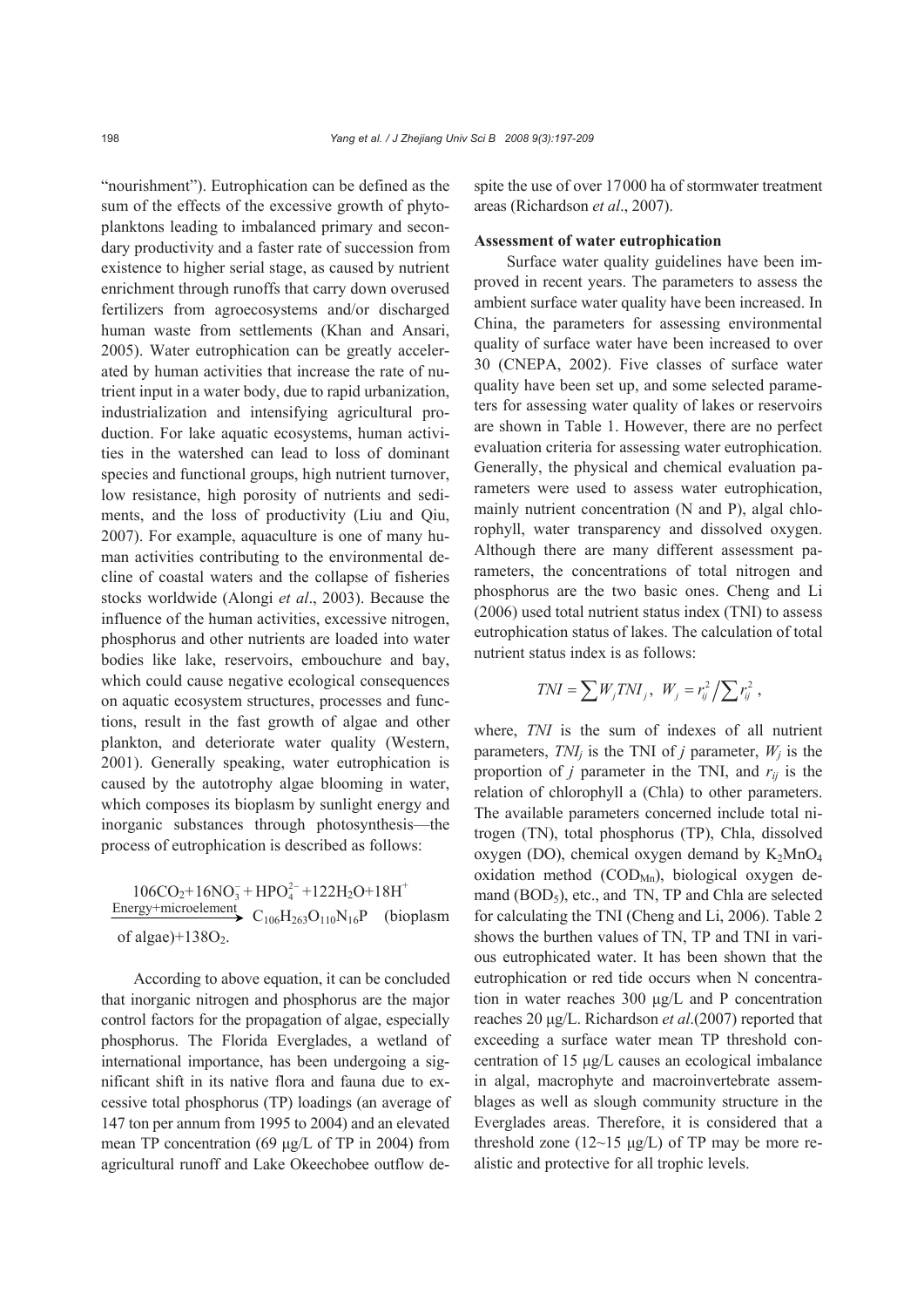"nourishment"). Eutrophication can be defined as the sum of the effects of the excessive growth of phytoplanktons leading to imbalanced primary and secondary productivity and a faster rate of succession from existence to higher serial stage, as caused by nutrient enrichment through runoffs that carry down overused fertilizers from agroecosystems and/or discharged human waste from settlements (Khan and Ansari, 2005). Water eutrophication can be greatly accelerated by human activities that increase the rate of nutrient input in a water body, due to rapid urbanization, industrialization and intensifying agricultural production. For lake aquatic ecosystems, human activities in the watershed can lead to loss of dominant species and functional groups, high nutrient turnover, low resistance, high porosity of nutrients and sediments, and the loss of productivity (Liu and Qiu, 2007). For example, aquaculture is one of many human activities contributing to the environmental decline of coastal waters and the collapse of fisheries stocks worldwide (Alongi *et al*., 2003). Because the influence of the human activities, excessive nitrogen, phosphorus and other nutrients are loaded into water bodies like lake, reservoirs, embouchure and bay, which could cause negative ecological consequences on aquatic ecosystem structures, processes and functions, result in the fast growth of algae and other plankton, and deteriorate water quality (Western, 2001). Generally speaking, water eutrophication is caused by the autotrophy algae blooming in water, which composes its bioplasm by sunlight energy and inorganic substances through photosynthesis—the process of eutrophication is described as follows:

$$106CO_2+16NO_3^-+HPO_4^{2-}+122H_2O+18H^+ \xrightarrow{\text{Energy+microelement}} C_{106}H_{263}O_{110}N_{16}P \text{ (bioplasm of algae)}+138O_2.$$

According to above equation, it can be concluded that inorganic nitrogen and phosphorus are the major control factors for the propagation of algae, especially phosphorus. The Florida Everglades, a wetland of international importance, has been undergoing a significant shift in its native flora and fauna due to excessive total phosphorus (TP) loadings (an average of 147 ton per annum from 1995 to 2004) and an elevated mean TP concentration (69 μg/L of TP in 2004) from agricultural runoff and Lake Okeechobee outflow despite the use of over 17000 ha of stormwater treatment areas (Richardson *et al*., 2007).

### Assessment of water eutrophication

Surface water quality guidelines have been improved in recent years. The parameters to assess the ambient surface water quality have been increased. In China, the parameters for assessing environmental quality of surface water have been increased to over 30 (CNEPA, 2002). Five classes of surface water quality have been set up, and some selected parameters for assessing water quality of lakes or reservoirs are shown in Table 1. However, there are no perfect evaluation criteria for assessing water eutrophication. Generally, the physical and chemical evaluation parameters were used to assess water eutrophication, mainly nutrient concentration (N and P), algal chlorophyll, water transparency and dissolved oxygen. Although there are many different assessment parameters, the concentrations of total nitrogen and phosphorus are the two basic ones. Cheng and Li (2006) used total nutrient status index (TNI) to assess eutrophication status of lakes. The calculation of total nutrient status index is as follows:

$$TNI = \sum W_j TNI_j,\ \ W_j = r_{ij}^2 \Big/ \sum r_{ij}^2 \ ,$$

where, $TNI$ is the sum of indexes of all nutrient parameters, $TNI_j$ is the TNI of $j$ parameter, $W_j$ is the proportion of $j$ parameter in the TNI, and $r_{ij}$ is the relation of chlorophyll a (Chla) to other parameters. The available parameters concerned include total nitrogen (TN), total phosphorus (TP), Chla, dissolved oxygen (DO), chemical oxygen demand by $K_2MnO_4$ oxidation method ($COD_{Mn}$), biological oxygen demand ($BOD_5$), etc., and TN, TP and Chla are selected for calculating the TNI (Cheng and Li, 2006). Table 2 shows the burthen values of TN, TP and TNI in various eutrophicated water. It has been shown that the eutrophication or red tide occurs when N concentration in water reaches 300 μg/L and P concentration reaches 20 μg/L. Richardson *et al*.(2007) reported that exceeding a surface water mean TP threshold concentration of 15 μg/L causes an ecological imbalance in algal, macrophyte and macroinvertebrate assemblages as well as slough community structure in the Everglades areas. Therefore, it is considered that a threshold zone (12~15 μg/L) of TP may be more realistic and protective for all trophic levels.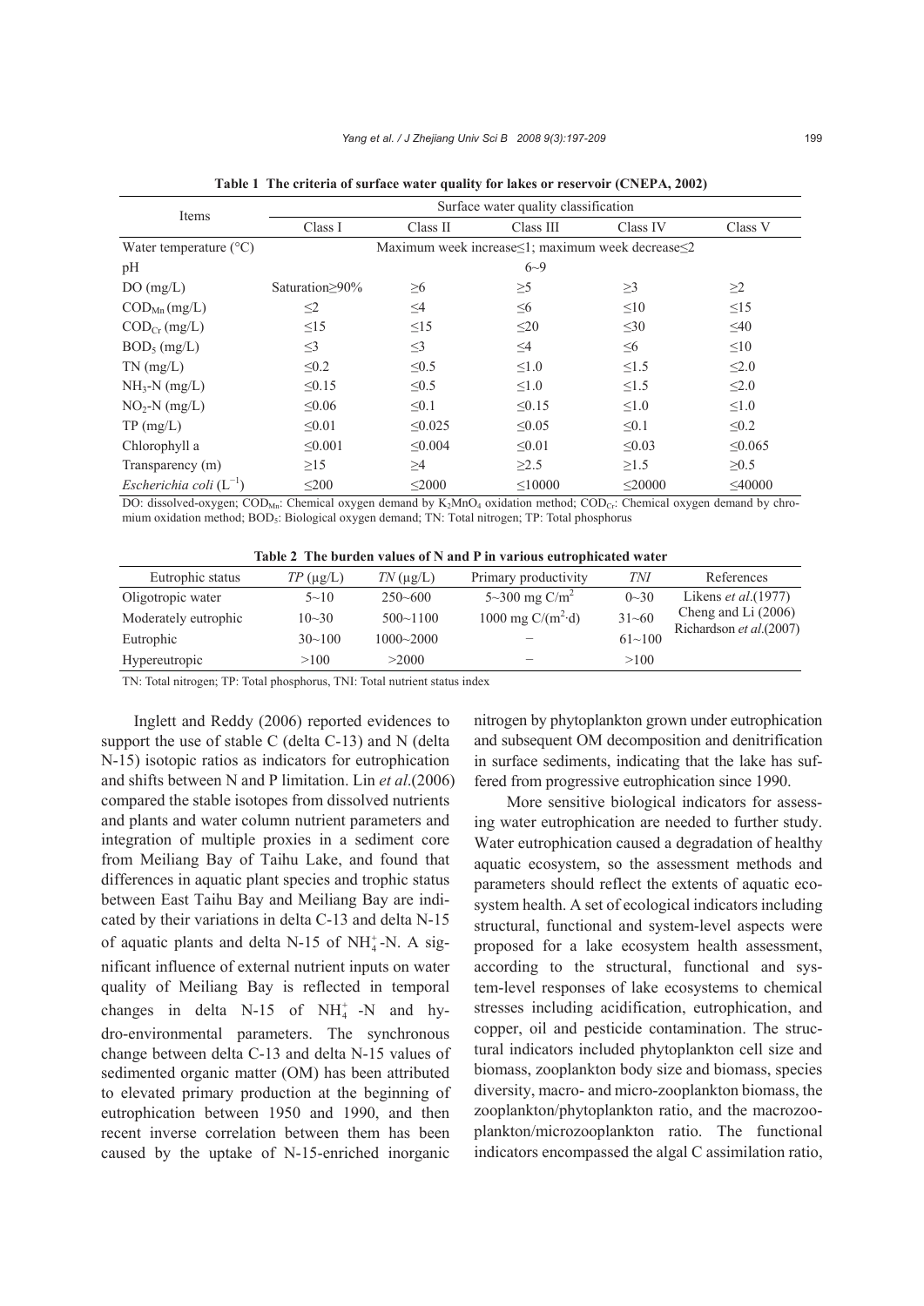**Table 1 The criteria of surface water quality for lakes or reservoir (CNEPA, 2002)**

| Items | Surface water quality classification | | | | |
|---|---|---|---|---|---|
| | Class I | Class II | Class III | Class IV | Class V |
| Water temperature (°C) | Maximum week increase≤1; maximum week decrease≤2 | | | | |
| pH | 6~9 | | | | |
| DO (mg/L) | Saturation≥90% | ≥6 | ≥5 | ≥3 | ≥2 |
| $COD_{Mn}$ (mg/L) | ≤2 | ≤4 | ≤6 | ≤10 | ≤15 |
| $COD_{Cr}$ (mg/L) | ≤15 | ≤15 | ≤20 | ≤30 | ≤40 |
| $BOD_5$ (mg/L) | ≤3 | ≤3 | ≤4 | ≤6 | ≤10 |
| TN (mg/L) | ≤0.2 | ≤0.5 | ≤1.0 | ≤1.5 | ≤2.0 |
| $NH_3$-N (mg/L) | ≤0.15 | ≤0.5 | ≤1.0 | ≤1.5 | ≤2.0 |
| $NO_2$-N (mg/L) | ≤0.06 | ≤0.1 | ≤0.15 | ≤1.0 | ≤1.0 |
| TP (mg/L) | ≤0.01 | ≤0.025 | ≤0.05 | ≤0.1 | ≤0.2 |
| Chlorophyll a | ≤0.001 | ≤0.004 | ≤0.01 | ≤0.03 | ≤0.065 |
| Transparency (m) | ≥15 | ≥4 | ≥2.5 | ≥1.5 | ≥0.5 |
| *Escherichia coli* ($L^{-1}$) | ≤200 | ≤2000 | ≤10000 | ≤20000 | ≤40000 |

DO: dissolved-oxygen; $COD_{Mn}$: Chemical oxygen demand by $K_2MnO_4$ oxidation method; $COD_{Cr}$: Chemical oxygen demand by chromium oxidation method; $BOD_5$: Biological oxygen demand; TN: Total nitrogen; TP: Total phosphorus

**Table 2 The burden values of N and P in various eutrophicated water**

| Eutrophic status | *TP* (μg/L) | *TN* (μg/L) | Primary productivity | *TNI* | References |
|---|---|---|---|---|---|
| Oligotropic water | 5~10 | 250~600 | 5~300 mg C/$m^2$ | 0~30 | Likens *et al*.(1977) |
| Moderately eutrophic | 10~30 | 500~1100 | 1000 mg C/($m^2$·d) | 31~60 | Cheng and Li (2006) Richardson *et al*.(2007) |
| Eutrophic | 30~100 | 1000~2000 | − | 61~100 | |
| Hypereutropic | >100 | >2000 | − | >100 | |

TN: Total nitrogen; TP: Total phosphorus, TNI: Total nutrient status index

Inglett and Reddy (2006) reported evidences to support the use of stable C (delta C-13) and N (delta N-15) isotopic ratios as indicators for eutrophication and shifts between N and P limitation. Lin *et al*.(2006) compared the stable isotopes from dissolved nutrients and plants and water column nutrient parameters and integration of multiple proxies in a sediment core from Meiliang Bay of Taihu Lake, and found that differences in aquatic plant species and trophic status between East Taihu Bay and Meiliang Bay are indicated by their variations in delta C-13 and delta N-15 of aquatic plants and delta N-15 of $NH_4^+$-N. A significant influence of external nutrient inputs on water quality of Meiliang Bay is reflected in temporal changes in delta N-15 of $NH_4^+$-N and hydro-environmental parameters. The synchronous change between delta C-13 and delta N-15 values of sedimented organic matter (OM) has been attributed to elevated primary production at the beginning of eutrophication between 1950 and 1990, and then recent inverse correlation between them has been caused by the uptake of N-15-enriched inorganic nitrogen by phytoplankton grown under eutrophication and subsequent OM decomposition and denitrification in surface sediments, indicating that the lake has suffered from progressive eutrophication since 1990.

More sensitive biological indicators for assessing water eutrophication are needed to further study. Water eutrophication caused a degradation of healthy aquatic ecosystem, so the assessment methods and parameters should reflect the extents of aquatic ecosystem health. A set of ecological indicators including structural, functional and system-level aspects were proposed for a lake ecosystem health assessment, according to the structural, functional and system-level responses of lake ecosystems to chemical stresses including acidification, eutrophication, and copper, oil and pesticide contamination. The structural indicators included phytoplankton cell size and biomass, zooplankton body size and biomass, species diversity, macro- and micro-zooplankton biomass, the zooplankton/phytoplankton ratio, and the macrozooplankton/microzooplankton ratio. The functional indicators encompassed the algal C assimilation ratio,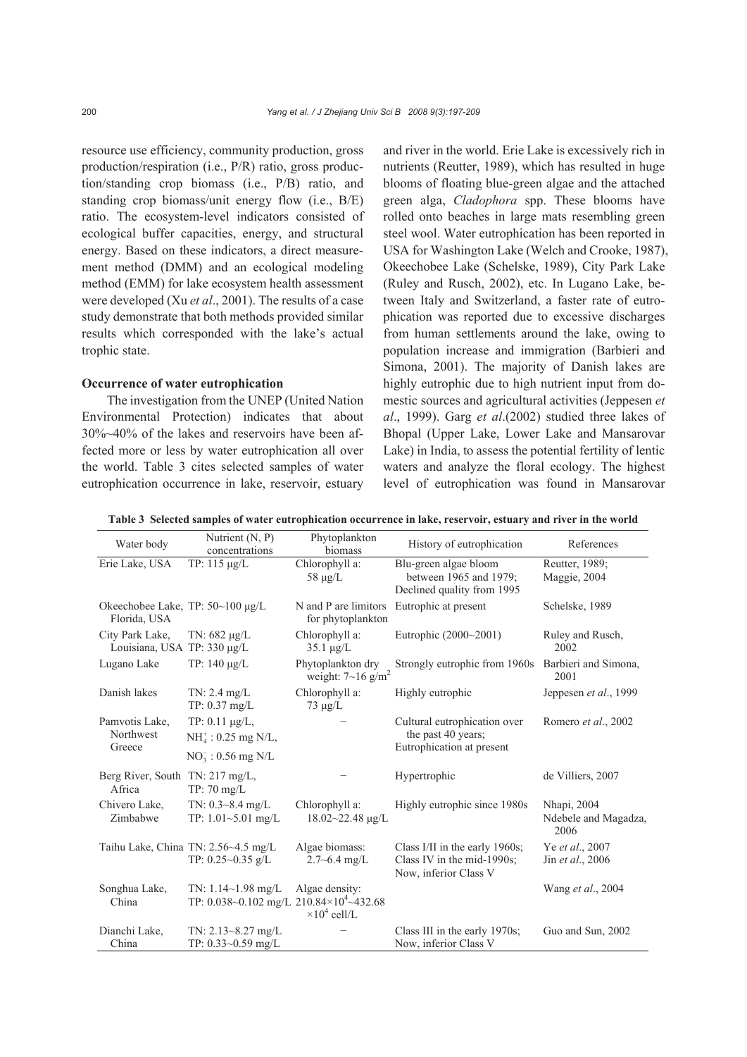resource use efficiency, community production, gross production/respiration (i.e., P/R) ratio, gross production/standing crop biomass (i.e., P/B) ratio, and standing crop biomass/unit energy flow (i.e., B/E) ratio. The ecosystem-level indicators consisted of ecological buffer capacities, energy, and structural energy. Based on these indicators, a direct measurement method (DMM) and an ecological modeling method (EMM) for lake ecosystem health assessment were developed (Xu *et al*., 2001). The results of a case study demonstrate that both methods provided similar results which corresponded with the lake's actual trophic state.

### Occurrence of water eutrophication

The investigation from the UNEP (United Nation Environmental Protection) indicates that about 30%~40% of the lakes and reservoirs have been affected more or less by water eutrophication all over the world. Table 3 cites selected samples of water eutrophication occurrence in lake, reservoir, estuary and river in the world. Erie Lake is excessively rich in nutrients (Reutter, 1989), which has resulted in huge blooms of floating blue-green algae and the attached green alga, *Cladophora* spp. These blooms have rolled onto beaches in large mats resembling green steel wool. Water eutrophication has been reported in USA for Washington Lake (Welch and Crooke, 1987), Okeechobee Lake (Schelske, 1989), City Park Lake (Ruley and Rusch, 2002), etc. In Lugano Lake, between Italy and Switzerland, a faster rate of eutrophication was reported due to excessive discharges from human settlements around the lake, owing to population increase and immigration (Barbieri and Simona, 2001). The majority of Danish lakes are highly eutrophic due to high nutrient input from domestic sources and agricultural activities (Jeppesen *et al*., 1999). Garg *et al*.(2002) studied three lakes of Bhopal (Upper Lake, Lower Lake and Mansarovar Lake) in India, to assess the potential fertility of lentic waters and analyze the floral ecology. The highest level of eutrophication was found in Mansarovar

**Table 3 Selected samples of water eutrophication occurrence in lake, reservoir, estuary and river in the world**

| Water body | Nutrient (N, P) concentrations | Phytoplankton biomass | History of eutrophication | References |
|---|---|---|---|---|
| Erie Lake, USA | TP: 115 μg/L | Chlorophyll a: 58 μg/L | Blu-green algae bloom between 1965 and 1979; Declined quality from 1995 | Reutter, 1989; Maggie, 2004 |
| Okeechobee Lake, Florida, USA | TP: 50~100 μg/L | N and P are limitors for phytoplankton | Eutrophic at present | Schelske, 1989 |
| City Park Lake, Louisiana, USA | TN: 682 μg/L TP: 330 μg/L | Chlorophyll a: 35.1 μg/L | Eutrophic (2000~2001) | Ruley and Rusch, 2002 |
| Lugano Lake | TP: 140 μg/L | Phytoplankton dry weight: 7~16 g/m$^2$ | Strongly eutrophic from 1960s | Barbieri and Simona, 2001 |
| Danish lakes | TN: 2.4 mg/L TP: 0.37 mg/L | Chlorophyll a: 73 μg/L | Highly eutrophic | Jeppesen *et al*., 1999 |
| Pamvotis Lake, Northwest Greece | TP: 0.11 μg/L, $NH_4^+$: 0.25 mg N/L, $NO_3^-$: 0.56 mg N/L | − | Cultural eutrophication over the past 40 years; Eutrophication at present | Romero *et al*., 2002 |
| Berg River, South Africa | TN: 217 mg/L, TP: 70 mg/L | − | Hypertrophic | de Villiers, 2007 |
| Chivero Lake, Zimbabwe | TN: 0.3~8.4 mg/L TP: 1.01~5.01 mg/L | Chlorophyll a: 18.02~22.48 μg/L | Highly eutrophic since 1980s | Nhapi, 2004 Ndebele and Magadza, 2006 |
| Taihu Lake, China | TN: 2.56~4.5 mg/L TP: 0.25~0.35 g/L | Algae biomass: 2.7~6.4 mg/L | Class I/II in the early 1960s; Class IV in the mid-1990s; Now, inferior Class V | Ye *et al*., 2007 Jin *et al*., 2006 |
| Songhua Lake, China | TN: 1.14~1.98 mg/L TP: 0.038~0.102 mg/L | Algae density: 210.84×10$^4$~432.68 ×10$^4$ cell/L | | Wang *et al*., 2004 |
| Dianchi Lake, China | TN: 2.13~8.27 mg/L TP: 0.33~0.59 mg/L | − | Class III in the early 1970s; Now, inferior Class V | Guo and Sun, 2002 |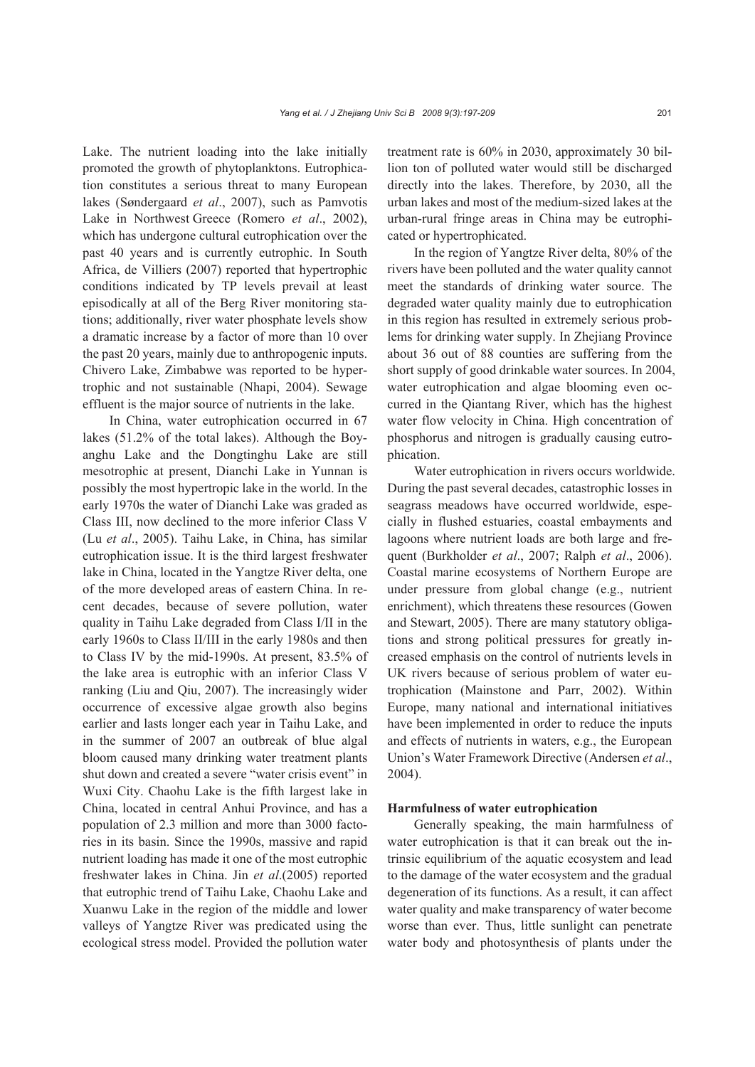Lake. The nutrient loading into the lake initially promoted the growth of phytoplanktons. Eutrophication constitutes a serious threat to many European lakes (Søndergaard *et al*., 2007), such as Pamvotis Lake in Northwest Greece (Romero *et al*., 2002), which has undergone cultural eutrophication over the past 40 years and is currently eutrophic. In South Africa, de Villiers (2007) reported that hypertrophic conditions indicated by TP levels prevail at least episodically at all of the Berg River monitoring stations; additionally, river water phosphate levels show a dramatic increase by a factor of more than 10 over the past 20 years, mainly due to anthropogenic inputs. Chivero Lake, Zimbabwe was reported to be hypertrophic and not sustainable (Nhapi, 2004). Sewage effluent is the major source of nutrients in the lake.

In China, water eutrophication occurred in 67 lakes (51.2% of the total lakes). Although the Boyanghu Lake and the Dongtinghu Lake are still mesotrophic at present, Dianchi Lake in Yunnan is possibly the most hypertropic lake in the world. In the early 1970s the water of Dianchi Lake was graded as Class III, now declined to the more inferior Class V (Lu *et al*., 2005). Taihu Lake, in China, has similar eutrophication issue. It is the third largest freshwater lake in China, located in the Yangtze River delta, one of the more developed areas of eastern China. In recent decades, because of severe pollution, water quality in Taihu Lake degraded from Class I/II in the early 1960s to Class II/III in the early 1980s and then to Class IV by the mid-1990s. At present, 83.5% of the lake area is eutrophic with an inferior Class V ranking (Liu and Qiu, 2007). The increasingly wider occurrence of excessive algae growth also begins earlier and lasts longer each year in Taihu Lake, and in the summer of 2007 an outbreak of blue algal bloom caused many drinking water treatment plants shut down and created a severe "water crisis event" in Wuxi City. Chaohu Lake is the fifth largest lake in China, located in central Anhui Province, and has a population of 2.3 million and more than 3000 factories in its basin. Since the 1990s, massive and rapid nutrient loading has made it one of the most eutrophic freshwater lakes in China. Jin *et al*.(2005) reported that eutrophic trend of Taihu Lake, Chaohu Lake and Xuanwu Lake in the region of the middle and lower valleys of Yangtze River was predicated using the ecological stress model. Provided the pollution water treatment rate is 60% in 2030, approximately 30 billion ton of polluted water would still be discharged directly into the lakes. Therefore, by 2030, all the urban lakes and most of the medium-sized lakes at the urban-rural fringe areas in China may be eutrophicated or hypertrophicated.

In the region of Yangtze River delta, 80% of the rivers have been polluted and the water quality cannot meet the standards of drinking water source. The degraded water quality mainly due to eutrophication in this region has resulted in extremely serious problems for drinking water supply. In Zhejiang Province about 36 out of 88 counties are suffering from the short supply of good drinkable water sources. In 2004, water eutrophication and algae blooming even occurred in the Qiantang River, which has the highest water flow velocity in China. High concentration of phosphorus and nitrogen is gradually causing eutrophication.

Water eutrophication in rivers occurs worldwide. During the past several decades, catastrophic losses in seagrass meadows have occurred worldwide, especially in flushed estuaries, coastal embayments and lagoons where nutrient loads are both large and frequent (Burkholder *et al*., 2007; Ralph *et al*., 2006). Coastal marine ecosystems of Northern Europe are under pressure from global change (e.g., nutrient enrichment), which threatens these resources (Gowen and Stewart, 2005). There are many statutory obligations and strong political pressures for greatly increased emphasis on the control of nutrients levels in UK rivers because of serious problem of water eutrophication (Mainstone and Parr, 2002). Within Europe, many national and international initiatives have been implemented in order to reduce the inputs and effects of nutrients in waters, e.g., the European Union's Water Framework Directive (Andersen *et al*., 2004).

**Harmfulness of water eutrophication**

Generally speaking, the main harmfulness of water eutrophication is that it can break out the intrinsic equilibrium of the aquatic ecosystem and lead to the damage of the water ecosystem and the gradual degeneration of its functions. As a result, it can affect water quality and make transparency of water become worse than ever. Thus, little sunlight can penetrate water body and photosynthesis of plants under the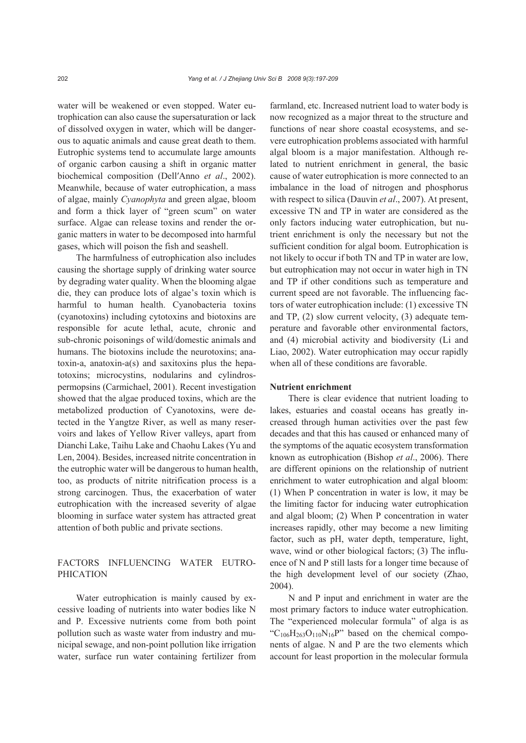water will be weakened or even stopped. Water eutrophication can also cause the supersaturation or lack of dissolved oxygen in water, which will be dangerous to aquatic animals and cause great death to them. Eutrophic systems tend to accumulate large amounts of organic carbon causing a shift in organic matter biochemical composition (Dell′Anno *et al*., 2002). Meanwhile, because of water eutrophication, a mass of algae, mainly *Cyanophyta* and green algae, bloom and form a thick layer of "green scum" on water surface. Algae can release toxins and render the organic matters in water to be decomposed into harmful gases, which will poison the fish and seashell.

The harmfulness of eutrophication also includes causing the shortage supply of drinking water source by degrading water quality. When the blooming algae die, they can produce lots of algae's toxin which is harmful to human health. Cyanobacteria toxins (cyanotoxins) including cytotoxins and biotoxins are responsible for acute lethal, acute, chronic and sub-chronic poisonings of wild/domestic animals and humans. The biotoxins include the neurotoxins; anatoxin-a, anatoxin-a(s) and saxitoxins plus the hepatotoxins; microcystins, nodularins and cylindrospermopsins (Carmichael, 2001). Recent investigation showed that the algae produced toxins, which are the metabolized production of Cyanotoxins, were detected in the Yangtze River, as well as many reservoirs and lakes of Yellow River valleys, apart from Dianchi Lake, Taihu Lake and Chaohu Lakes (Yu and Len, 2004). Besides, increased nitrite concentration in the eutrophic water will be dangerous to human health, too, as products of nitrite nitrification process is a strong carcinogen. Thus, the exacerbation of water eutrophication with the increased severity of algae blooming in surface water system has attracted great attention of both public and private sections.

## FACTORS INFLUENCING WATER EUTROPHICATION

Water eutrophication is mainly caused by excessive loading of nutrients into water bodies like N and P. Excessive nutrients come from both point pollution such as waste water from industry and municipal sewage, and non-point pollution like irrigation water, surface run water containing fertilizer from farmland, etc. Increased nutrient load to water body is now recognized as a major threat to the structure and functions of near shore coastal ecosystems, and severe eutrophication problems associated with harmful algal bloom is a major manifestation. Although related to nutrient enrichment in general, the basic cause of water eutrophication is more connected to an imbalance in the load of nitrogen and phosphorus with respect to silica (Dauvin *et al*., 2007). At present, excessive TN and TP in water are considered as the only factors inducing water eutrophication, but nutrient enrichment is only the necessary but not the sufficient condition for algal boom. Eutrophication is not likely to occur if both TN and TP in water are low, but eutrophication may not occur in water high in TN and TP if other conditions such as temperature and current speed are not favorable. The influencing factors of water eutrophication include: (1) excessive TN and TP, (2) slow current velocity, (3) adequate temperature and favorable other environmental factors, and (4) microbial activity and biodiversity (Li and Liao, 2002). Water eutrophication may occur rapidly when all of these conditions are favorable.

### Nutrient enrichment

There is clear evidence that nutrient loading to lakes, estuaries and coastal oceans has greatly increased through human activities over the past few decades and that this has caused or enhanced many of the symptoms of the aquatic ecosystem transformation known as eutrophication (Bishop *et al*., 2006). There are different opinions on the relationship of nutrient enrichment to water eutrophication and algal bloom: (1) When P concentration in water is low, it may be the limiting factor for inducing water eutrophication and algal bloom; (2) When P concentration in water increases rapidly, other may become a new limiting factor, such as pH, water depth, temperature, light, wave, wind or other biological factors; (3) The influence of N and P still lasts for a longer time because of the high development level of our society (Zhao, 2004).

N and P input and enrichment in water are the most primary factors to induce water eutrophication. The "experienced molecular formula" of alga is as "$C_{106}H_{263}O_{110}N_{16}P$" based on the chemical components of algae. N and P are the two elements which account for least proportion in the molecular formula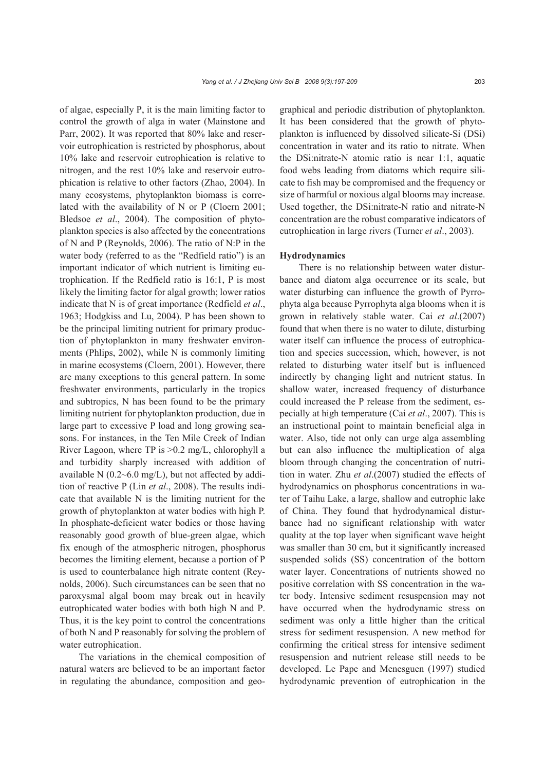of algae, especially P, it is the main limiting factor to control the growth of alga in water (Mainstone and Parr, 2002). It was reported that 80% lake and reservoir eutrophication is restricted by phosphorus, about 10% lake and reservoir eutrophication is relative to nitrogen, and the rest 10% lake and reservoir eutrophication is relative to other factors (Zhao, 2004). In many ecosystems, phytoplankton biomass is correlated with the availability of N or P (Cloern 2001; Bledsoe *et al*., 2004). The composition of phytoplankton species is also affected by the concentrations of N and P (Reynolds, 2006). The ratio of N:P in the water body (referred to as the "Redfield ratio") is an important indicator of which nutrient is limiting eutrophication. If the Redfield ratio is 16:1, P is most likely the limiting factor for algal growth; lower ratios indicate that N is of great importance (Redfield *et al*., 1963; Hodgkiss and Lu, 2004). P has been shown to be the principal limiting nutrient for primary production of phytoplankton in many freshwater environments (Phlips, 2002), while N is commonly limiting in marine ecosystems (Cloern, 2001). However, there are many exceptions to this general pattern. In some freshwater environments, particularly in the tropics and subtropics, N has been found to be the primary limiting nutrient for phytoplankton production, due in large part to excessive P load and long growing seasons. For instances, in the Ten Mile Creek of Indian River Lagoon, where TP is >0.2 mg/L, chlorophyll a and turbidity sharply increased with addition of available N (0.2~6.0 mg/L), but not affected by addition of reactive P (Lin *et al*., 2008). The results indicate that available N is the limiting nutrient for the growth of phytoplankton at water bodies with high P. In phosphate-deficient water bodies or those having reasonably good growth of blue-green algae, which fix enough of the atmospheric nitrogen, phosphorus becomes the limiting element, because a portion of P is used to counterbalance high nitrate content (Reynolds, 2006). Such circumstances can be seen that no paroxysmal algal boom may break out in heavily eutrophicated water bodies with both high N and P. Thus, it is the key point to control the concentrations of both N and P reasonably for solving the problem of water eutrophication.

The variations in the chemical composition of natural waters are believed to be an important factor in regulating the abundance, composition and geographical and periodic distribution of phytoplankton. It has been considered that the growth of phytoplankton is influenced by dissolved silicate-Si (DSi) concentration in water and its ratio to nitrate. When the DSi:nitrate-N atomic ratio is near 1:1, aquatic food webs leading from diatoms which require silicate to fish may be compromised and the frequency or size of harmful or noxious algal blooms may increase. Used together, the DSi:nitrate-N ratio and nitrate-N concentration are the robust comparative indicators of eutrophication in large rivers (Turner *et al*., 2003).

### Hydrodynamics

There is no relationship between water disturbance and diatom alga occurrence or its scale, but water disturbing can influence the growth of Pyrrophyta alga because Pyrrophyta alga blooms when it is grown in relatively stable water. Cai *et al*.(2007) found that when there is no water to dilute, disturbing water itself can influence the process of eutrophication and species succession, which, however, is not related to disturbing water itself but is influenced indirectly by changing light and nutrient status. In shallow water, increased frequency of disturbance could increased the P release from the sediment, especially at high temperature (Cai *et al*., 2007). This is an instructional point to maintain beneficial alga in water. Also, tide not only can urge alga assembling but can also influence the multiplication of alga bloom through changing the concentration of nutrition in water. Zhu *et al*.(2007) studied the effects of hydrodynamics on phosphorus concentrations in water of Taihu Lake, a large, shallow and eutrophic lake of China. They found that hydrodynamical disturbance had no significant relationship with water quality at the top layer when significant wave height was smaller than 30 cm, but it significantly increased suspended solids (SS) concentration of the bottom water layer. Concentrations of nutrients showed no positive correlation with SS concentration in the water body. Intensive sediment resuspension may not have occurred when the hydrodynamic stress on sediment was only a little higher than the critical stress for sediment resuspension. A new method for confirming the critical stress for intensive sediment resuspension and nutrient release still needs to be developed. Le Pape and Menesguen (1997) studied hydrodynamic prevention of eutrophication in the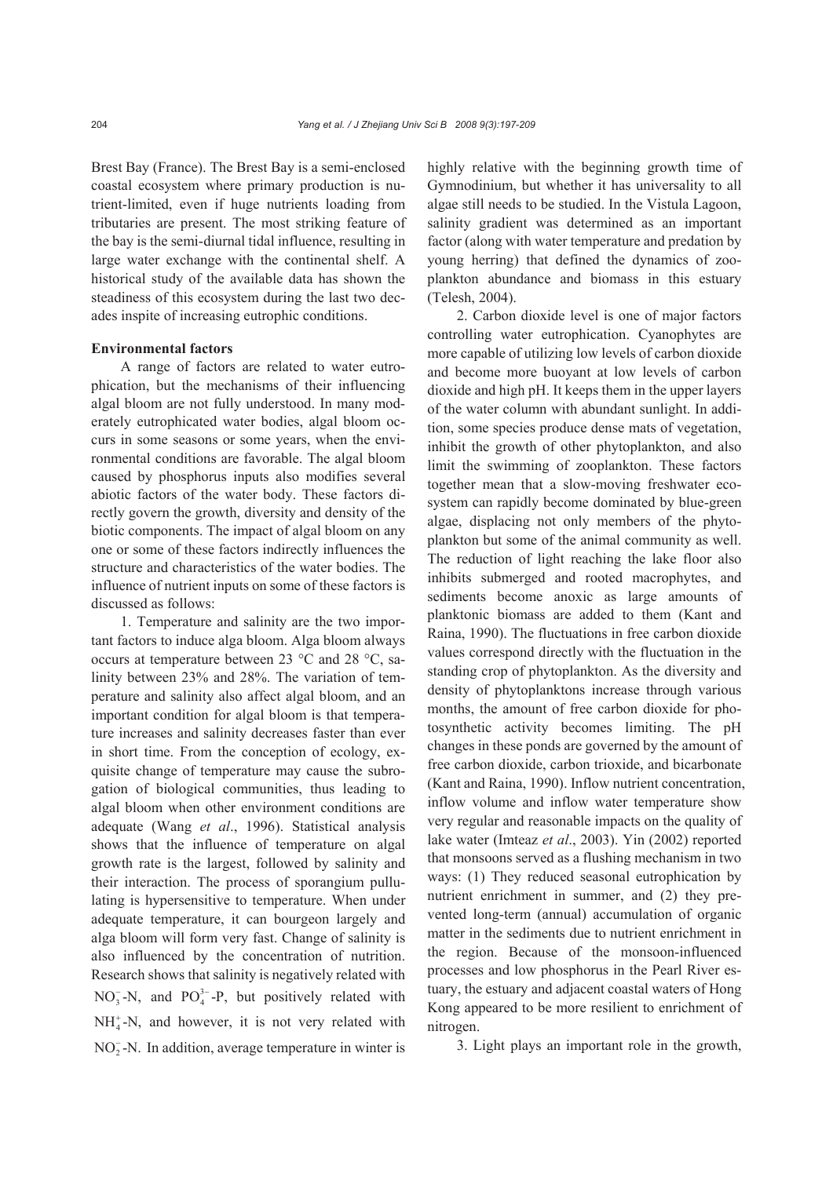Brest Bay (France). The Brest Bay is a semi-enclosed coastal ecosystem where primary production is nutrient-limited, even if huge nutrients loading from tributaries are present. The most striking feature of the bay is the semi-diurnal tidal influence, resulting in large water exchange with the continental shelf. A historical study of the available data has shown the steadiness of this ecosystem during the last two decades inspite of increasing eutrophic conditions.

**Environmental factors**

A range of factors are related to water eutrophication, but the mechanisms of their influencing algal bloom are not fully understood. In many moderately eutrophicated water bodies, algal bloom occurs in some seasons or some years, when the environmental conditions are favorable. The algal bloom caused by phosphorus inputs also modifies several abiotic factors of the water body. These factors directly govern the growth, diversity and density of the biotic components. The impact of algal bloom on any one or some of these factors indirectly influences the structure and characteristics of the water bodies. The influence of nutrient inputs on some of these factors is discussed as follows:

1. Temperature and salinity are the two important factors to induce alga bloom. Alga bloom always occurs at temperature between 23 °C and 28 °C, salinity between 23% and 28%. The variation of temperature and salinity also affect algal bloom, and an important condition for algal bloom is that temperature increases and salinity decreases faster than ever in short time. From the conception of ecology, exquisite change of temperature may cause the subrogation of biological communities, thus leading to algal bloom when other environment conditions are adequate (Wang *et al*., 1996). Statistical analysis shows that the influence of temperature on algal growth rate is the largest, followed by salinity and their interaction. The process of sporangium pullulating is hypersensitive to temperature. When under adequate temperature, it can bourgeon largely and alga bloom will form very fast. Change of salinity is also influenced by the concentration of nutrition. Research shows that salinity is negatively related with $NO_3^-$-N, and $PO_4^{3-}$-P, but positively related with $NH_4^+$-N, and however, it is not very related with $NO_2^-$-N. In addition, average temperature in winter is highly relative with the beginning growth time of Gymnodinium, but whether it has universality to all algae still needs to be studied. In the Vistula Lagoon, salinity gradient was determined as an important factor (along with water temperature and predation by young herring) that defined the dynamics of zooplankton abundance and biomass in this estuary (Telesh, 2004).

2. Carbon dioxide level is one of major factors controlling water eutrophication. Cyanophytes are more capable of utilizing low levels of carbon dioxide and become more buoyant at low levels of carbon dioxide and high pH. It keeps them in the upper layers of the water column with abundant sunlight. In addition, some species produce dense mats of vegetation, inhibit the growth of other phytoplankton, and also limit the swimming of zooplankton. These factors together mean that a slow-moving freshwater ecosystem can rapidly become dominated by blue-green algae, displacing not only members of the phytoplankton but some of the animal community as well. The reduction of light reaching the lake floor also inhibits submerged and rooted macrophytes, and sediments become anoxic as large amounts of planktonic biomass are added to them (Kant and Raina, 1990). The fluctuations in free carbon dioxide values correspond directly with the fluctuation in the standing crop of phytoplankton. As the diversity and density of phytoplanktons increase through various months, the amount of free carbon dioxide for photosynthetic activity becomes limiting. The pH changes in these ponds are governed by the amount of free carbon dioxide, carbon trioxide, and bicarbonate (Kant and Raina, 1990). Inflow nutrient concentration, inflow volume and inflow water temperature show very regular and reasonable impacts on the quality of lake water (Imteaz *et al*., 2003). Yin (2002) reported that monsoons served as a flushing mechanism in two ways: (1) They reduced seasonal eutrophication by nutrient enrichment in summer, and (2) they prevented long-term (annual) accumulation of organic matter in the sediments due to nutrient enrichment in the region. Because of the monsoon-influenced processes and low phosphorus in the Pearl River estuary, the estuary and adjacent coastal waters of Hong Kong appeared to be more resilient to enrichment of nitrogen.

3. Light plays an important role in the growth,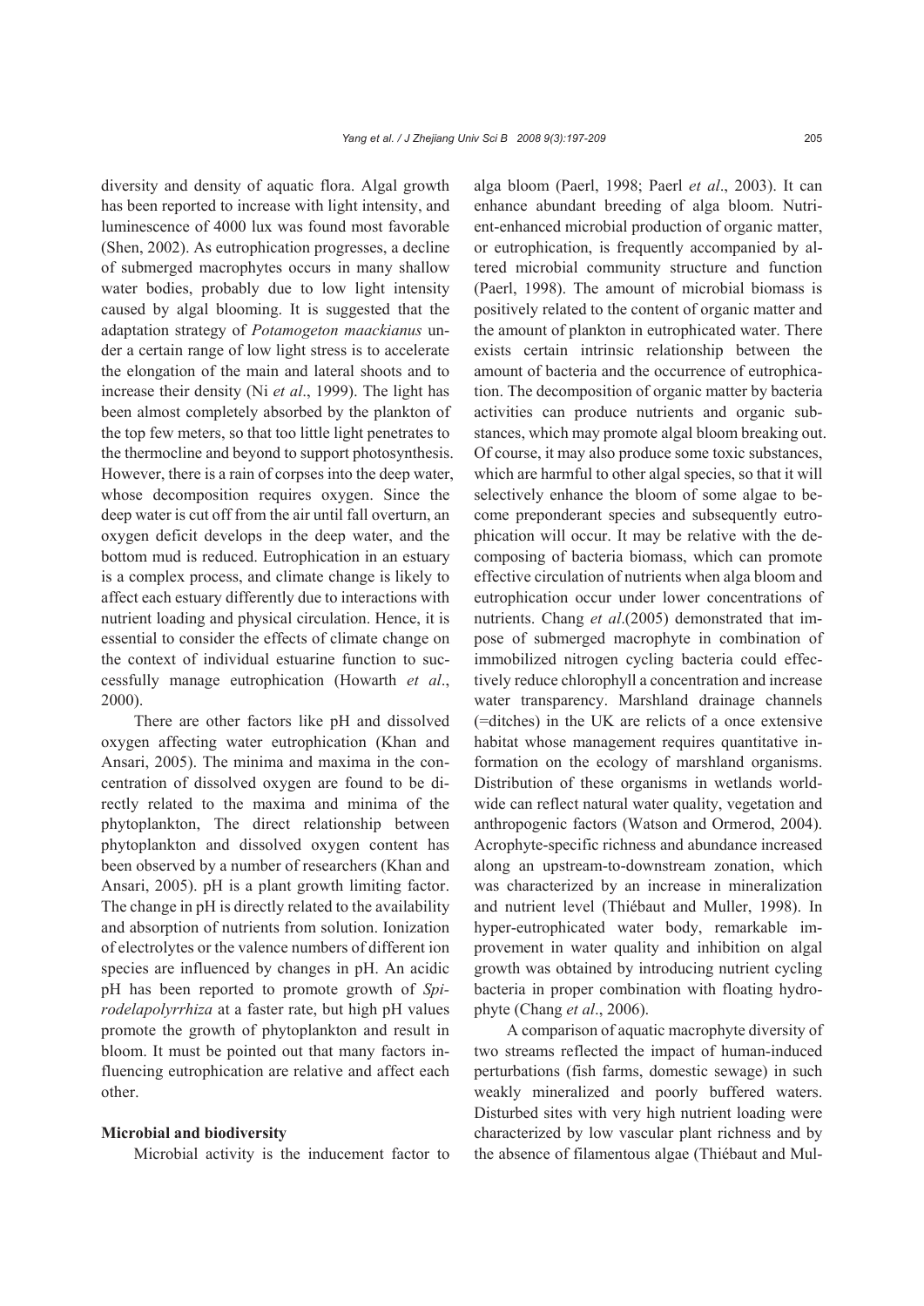diversity and density of aquatic flora. Algal growth has been reported to increase with light intensity, and luminescence of 4000 lux was found most favorable (Shen, 2002). As eutrophication progresses, a decline of submerged macrophytes occurs in many shallow water bodies, probably due to low light intensity caused by algal blooming. It is suggested that the adaptation strategy of *Potamogeton maackianus* under a certain range of low light stress is to accelerate the elongation of the main and lateral shoots and to increase their density (Ni *et al*., 1999). The light has been almost completely absorbed by the plankton of the top few meters, so that too little light penetrates to the thermocline and beyond to support photosynthesis. However, there is a rain of corpses into the deep water, whose decomposition requires oxygen. Since the deep water is cut off from the air until fall overturn, an oxygen deficit develops in the deep water, and the bottom mud is reduced. Eutrophication in an estuary is a complex process, and climate change is likely to affect each estuary differently due to interactions with nutrient loading and physical circulation. Hence, it is essential to consider the effects of climate change on the context of individual estuarine function to successfully manage eutrophication (Howarth *et al*., 2000).

There are other factors like pH and dissolved oxygen affecting water eutrophication (Khan and Ansari, 2005). The minima and maxima in the concentration of dissolved oxygen are found to be directly related to the maxima and minima of the phytoplankton, The direct relationship between phytoplankton and dissolved oxygen content has been observed by a number of researchers (Khan and Ansari, 2005). pH is a plant growth limiting factor. The change in pH is directly related to the availability and absorption of nutrients from solution. Ionization of electrolytes or the valence numbers of different ion species are influenced by changes in pH. An acidic pH has been reported to promote growth of *Spirodelapolyrrhiza* at a faster rate, but high pH values promote the growth of phytoplankton and result in bloom. It must be pointed out that many factors influencing eutrophication are relative and affect each other.

**Microbial and biodiversity**

Microbial activity is the inducement factor to alga bloom (Paerl, 1998; Paerl *et al*., 2003). It can enhance abundant breeding of alga bloom. Nutrient-enhanced microbial production of organic matter, or eutrophication, is frequently accompanied by altered microbial community structure and function (Paerl, 1998). The amount of microbial biomass is positively related to the content of organic matter and the amount of plankton in eutrophicated water. There exists certain intrinsic relationship between the amount of bacteria and the occurrence of eutrophication. The decomposition of organic matter by bacteria activities can produce nutrients and organic substances, which may promote algal bloom breaking out. Of course, it may also produce some toxic substances, which are harmful to other algal species, so that it will selectively enhance the bloom of some algae to become preponderant species and subsequently eutrophication will occur. It may be relative with the decomposing of bacteria biomass, which can promote effective circulation of nutrients when alga bloom and eutrophication occur under lower concentrations of nutrients. Chang *et al*.(2005) demonstrated that impose of submerged macrophyte in combination of immobilized nitrogen cycling bacteria could effectively reduce chlorophyll a concentration and increase water transparency. Marshland drainage channels (=ditches) in the UK are relicts of a once extensive habitat whose management requires quantitative information on the ecology of marshland organisms. Distribution of these organisms in wetlands worldwide can reflect natural water quality, vegetation and anthropogenic factors (Watson and Ormerod, 2004). Acrophyte-specific richness and abundance increased along an upstream-to-downstream zonation, which was characterized by an increase in mineralization and nutrient level (Thiébaut and Muller, 1998). In hyper-eutrophicated water body, remarkable improvement in water quality and inhibition on algal growth was obtained by introducing nutrient cycling bacteria in proper combination with floating hydrophyte (Chang *et al*., 2006).

A comparison of aquatic macrophyte diversity of two streams reflected the impact of human-induced perturbations (fish farms, domestic sewage) in such weakly mineralized and poorly buffered waters. Disturbed sites with very high nutrient loading were characterized by low vascular plant richness and by the absence of filamentous algae (Thiébaut and Mul-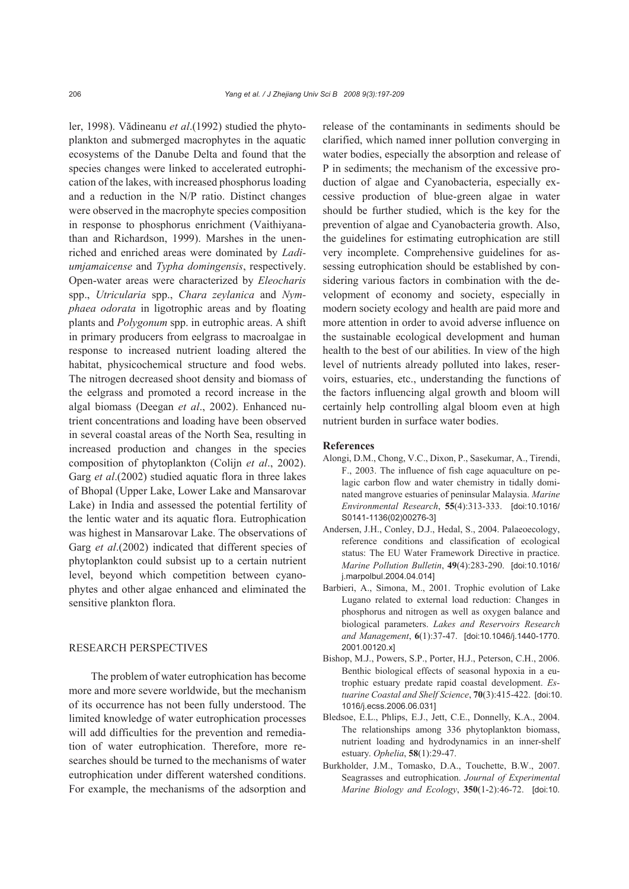ler, 1998). Vădineanu *et al*.(1992) studied the phytoplankton and submerged macrophytes in the aquatic ecosystems of the Danube Delta and found that the species changes were linked to accelerated eutrophication of the lakes, with increased phosphorus loading and a reduction in the N/P ratio. Distinct changes were observed in the macrophyte species composition in response to phosphorus enrichment (Vaithiyanathan and Richardson, 1999). Marshes in the unenriched and enriched areas were dominated by *Ladiumjamaicense* and *Typha domingensis*, respectively. Open-water areas were characterized by *Eleocharis* spp., *Utricularia* spp., *Chara zeylanica* and *Nymphaea odorata* in ligotrophic areas and by floating plants and *Polygonum* spp. in eutrophic areas. A shift in primary producers from eelgrass to macroalgae in response to increased nutrient loading altered the habitat, physicochemical structure and food webs. The nitrogen decreased shoot density and biomass of the eelgrass and promoted a record increase in the algal biomass (Deegan *et al*., 2002). Enhanced nutrient concentrations and loading have been observed in several coastal areas of the North Sea, resulting in increased production and changes in the species composition of phytoplankton (Colijn *et al*., 2002). Garg *et al*.(2002) studied aquatic flora in three lakes of Bhopal (Upper Lake, Lower Lake and Mansarovar Lake) in India and assessed the potential fertility of the lentic water and its aquatic flora. Eutrophication was highest in Mansarovar Lake. The observations of Garg *et al*.(2002) indicated that different species of phytoplankton could subsist up to a certain nutrient level, beyond which competition between cyanophytes and other algae enhanced and eliminated the sensitive plankton flora.

## RESEARCH PERSPECTIVES

The problem of water eutrophication has become more and more severe worldwide, but the mechanism of its occurrence has not been fully understood. The limited knowledge of water eutrophication processes will add difficulties for the prevention and remediation of water eutrophication. Therefore, more researches should be turned to the mechanisms of water eutrophication under different watershed conditions. For example, the mechanisms of the adsorption and release of the contaminants in sediments should be clarified, which named inner pollution converging in water bodies, especially the absorption and release of P in sediments; the mechanism of the excessive production of algae and Cyanobacteria, especially excessive production of blue-green algae in water should be further studied, which is the key for the prevention of algae and Cyanobacteria growth. Also, the guidelines for estimating eutrophication are still very incomplete. Comprehensive guidelines for assessing eutrophication should be established by considering various factors in combination with the development of economy and society, especially in modern society ecology and health are paid more and more attention in order to avoid adverse influence on the sustainable ecological development and human health to the best of our abilities. In view of the high level of nutrients already polluted into lakes, reservoirs, estuaries, etc., understanding the functions of the factors influencing algal growth and bloom will certainly help controlling algal bloom even at high nutrient burden in surface water bodies.

## References

Alongi, D.M., Chong, V.C., Dixon, P., Sasekumar, A., Tirendi, F., 2003. The influence of fish cage aquaculture on pelagic carbon flow and water chemistry in tidally dominated mangrove estuaries of peninsular Malaysia. *Marine Environmental Research*, **55**(4):313-333. [doi:10.1016/S0141-1136(02)00276-3]

Andersen, J.H., Conley, D.J., Hedal, S., 2004. Palaeoecology, reference conditions and classification of ecological status: The EU Water Framework Directive in practice. *Marine Pollution Bulletin*, **49**(4):283-290. [doi:10.1016/j.marpolbul.2004.04.014]

Barbieri, A., Simona, M., 2001. Trophic evolution of Lake Lugano related to external load reduction: Changes in phosphorus and nitrogen as well as oxygen balance and biological parameters. *Lakes and Reservoirs Research and Management*, **6**(1):37-47. [doi:10.1046/j.1440-1770.2001.00120.x]

Bishop, M.J., Powers, S.P., Porter, H.J., Peterson, C.H., 2006. Benthic biological effects of seasonal hypoxia in a eutrophic estuary predate rapid coastal development. *Estuarine Coastal and Shelf Science*, **70**(3):415-422. [doi:10.1016/j.ecss.2006.06.031]

Bledsoe, E.L., Phlips, E.J., Jett, C.E., Donnelly, K.A., 2004. The relationships among 336 phytoplankton biomass, nutrient loading and hydrodynamics in an inner-shelf estuary. *Ophelia*, **58**(1):29-47.

Burkholder, J.M., Tomasko, D.A., Touchette, B.W., 2007. Seagrasses and eutrophication. *Journal of Experimental Marine Biology and Ecology*, **350**(1-2):46-72. [doi:10.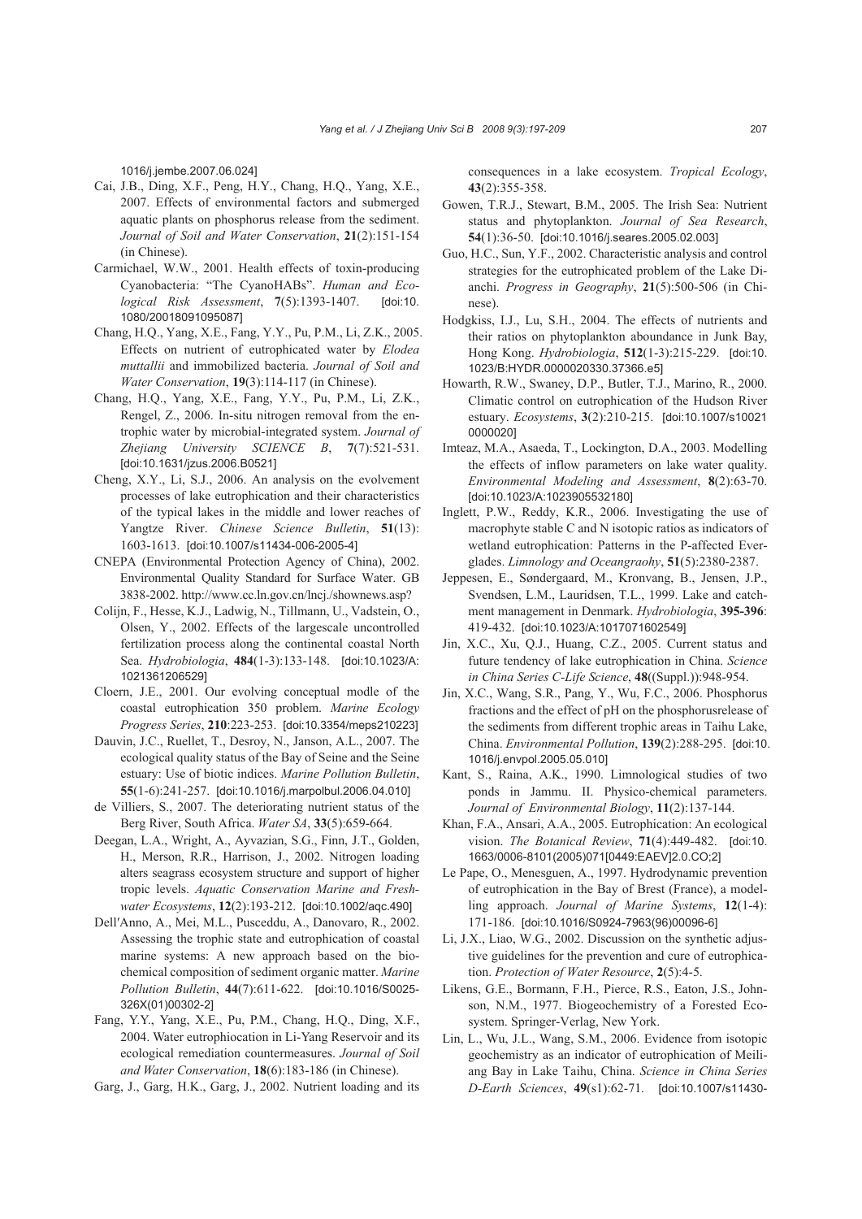1016/j.jembe.2007.06.024]

Cai, J.B., Ding, X.F., Peng, H.Y., Chang, H.Q., Yang, X.E., 2007. Effects of environmental factors and submerged aquatic plants on phosphorus release from the sediment. *Journal of Soil and Water Conservation*, **21**(2):151-154 (in Chinese).

Carmichael, W.W., 2001. Health effects of toxin-producing Cyanobacteria: "The CyanoHABs". *Human and Ecological Risk Assessment*, **7**(5):1393-1407. [doi:10.1080/20018091095087]

Chang, H.Q., Yang, X.E., Fang, Y.Y., Pu, P.M., Li, Z.K., 2005. Effects on nutrient of eutrophicated water by *Elodea muttallii* and immobilized bacteria. *Journal of Soil and Water Conservation*, **19**(3):114-117 (in Chinese).

Chang, H.Q., Yang, X.E., Fang, Y.Y., Pu, P.M., Li, Z.K., Rengel, Z., 2006. In-situ nitrogen removal from the entrophic water by microbial-integrated system. *Journal of Zhejiang University SCIENCE B*, **7**(7):521-531. [doi:10.1631/jzus.2006.B0521]

Cheng, X.Y., Li, S.J., 2006. An analysis on the evolvement processes of lake eutrophication and their characteristics of the typical lakes in the middle and lower reaches of Yangtze River. *Chinese Science Bulletin*, **51**(13): 1603-1613. [doi:10.1007/s11434-006-2005-4]

CNEPA (Environmental Protection Agency of China), 2002. Environmental Quality Standard for Surface Water. GB 3838-2002. http://www.cc.ln.gov.cn/lncj./shownews.asp?

Colijn, F., Hesse, K.J., Ladwig, N., Tillmann, U., Vadstein, O., Olsen, Y., 2002. Effects of the largescale uncontrolled fertilization process along the continental coastal North Sea. *Hydrobiologia*, **484**(1-3):133-148. [doi:10.1023/A:1021361206529]

Cloern, J.E., 2001. Our evolving conceptual modle of the coastal eutrophication 350 problem. *Marine Ecology Progress Series*, **210**:223-253. [doi:10.3354/meps210223]

Dauvin, J.C., Ruellet, T., Desroy, N., Janson, A.L., 2007. The ecological quality status of the Bay of Seine and the Seine estuary: Use of biotic indices. *Marine Pollution Bulletin*, **55**(1-6):241-257. [doi:10.1016/j.marpolbul.2006.04.010]

de Villiers, S., 2007. The deteriorating nutrient status of the Berg River, South Africa. *Water SA*, **33**(5):659-664.

Deegan, L.A., Wright, A., Ayvazian, S.G., Finn, J.T., Golden, H., Merson, R.R., Harrison, J., 2002. Nitrogen loading alters seagrass ecosystem structure and support of higher tropic levels. *Aquatic Conservation Marine and Freshwater Ecosystems*, **12**(2):193-212. [doi:10.1002/aqc.490]

Dell′Anno, A., Mei, M.L., Pusceddu, A., Danovaro, R., 2002. Assessing the trophic state and eutrophication of coastal marine systems: A new approach based on the biochemical composition of sediment organic matter. *Marine Pollution Bulletin*, **44**(7):611-622. [doi:10.1016/S0025-326X(01)00302-2]

Fang, Y.Y., Yang, X.E., Pu, P.M., Chang, H.Q., Ding, X.F., 2004. Water eutrophiocation in Li-Yang Reservoir and its ecological remediation countermeasures. *Journal of Soil and Water Conservation*, **18**(6):183-186 (in Chinese).

Garg, J., Garg, H.K., Garg, J., 2002. Nutrient loading and its consequences in a lake ecosystem. *Tropical Ecology*, **43**(2):355-358.

Gowen, T.R.J., Stewart, B.M., 2005. The Irish Sea: Nutrient status and phytoplankton. *Journal of Sea Research*, **54**(1):36-50. [doi:10.1016/j.seares.2005.02.003]

Guo, H.C., Sun, Y.F., 2002. Characteristic analysis and control strategies for the eutrophicated problem of the Lake Dianchi. *Progress in Geography*, **21**(5):500-506 (in Chinese).

Hodgkiss, I.J., Lu, S.H., 2004. The effects of nutrients and their ratios on phytoplankton aboundance in Junk Bay, Hong Kong. *Hydrobiologia*, **512**(1-3):215-229. [doi:10.1023/B:HYDR.0000020330.37366.e5]

Howarth, R.W., Swaney, D.P., Butler, T.J., Marino, R., 2000. Climatic control on eutrophication of the Hudson River estuary. *Ecosystems*, **3**(2):210-215. [doi:10.1007/s100210000020]

Imteaz, M.A., Asaeda, T., Lockington, D.A., 2003. Modelling the effects of inflow parameters on lake water quality. *Environmental Modeling and Assessment*, **8**(2):63-70. [doi:10.1023/A:1023905532180]

Inglett, P.W., Reddy, K.R., 2006. Investigating the use of macrophyte stable C and N isotopic ratios as indicators of wetland eutrophication: Patterns in the P-affected Everglades. *Limnology and Oceangraohy*, **51**(5):2380-2387.

Jeppesen, E., Søndergaard, M., Kronvang, B., Jensen, J.P., Svendsen, L.M., Lauridsen, T.L., 1999. Lake and catchment management in Denmark. *Hydrobiologia*, **395-396**: 419-432. [doi:10.1023/A:1017071602549]

Jin, X.C., Xu, Q.J., Huang, C.Z., 2005. Current status and future tendency of lake eutrophication in China. *Science in China Series C-Life Science*, **48**((Suppl.)):948-954.

Jin, X.C., Wang, S.R., Pang, Y., Wu, F.C., 2006. Phosphorus fractions and the effect of pH on the phosphorusrelease of the sediments from different trophic areas in Taihu Lake, China. *Environmental Pollution*, **139**(2):288-295. [doi:10.1016/j.envpol.2005.05.010]

Kant, S., Raina, A.K., 1990. Limnological studies of two ponds in Jammu. II. Physico-chemical parameters. *Journal of Environmental Biology*, **11**(2):137-144.

Khan, F.A., Ansari, A.A., 2005. Eutrophication: An ecological vision. *The Botanical Review*, **71**(4):449-482. [doi:10.1663/0006-8101(2005)071[0449:EAEV]2.0.CO;2]

Le Pape, O., Menesguen, A., 1997. Hydrodynamic prevention of eutrophication in the Bay of Brest (France), a modelling approach. *Journal of Marine Systems*, **12**(1-4): 171-186. [doi:10.1016/S0924-7963(96)00096-6]

Li, J.X., Liao, W.G., 2002. Discussion on the synthetic adjustive guidelines for the prevention and cure of eutrophication. *Protection of Water Resource*, **2**(5):4-5.

Likens, G.E., Bormann, F.H., Pierce, R.S., Eaton, J.S., Johnson, N.M., 1977. Biogeochemistry of a Forested Ecosystem. Springer-Verlag, New York.

Lin, L., Wu, J.L., Wang, S.M., 2006. Evidence from isotopic geochemistry as an indicator of eutrophication of Meiliang Bay in Lake Taihu, China. *Science in China Series D-Earth Sciences*, **49**(s1):62-71. [doi:10.1007/s11430-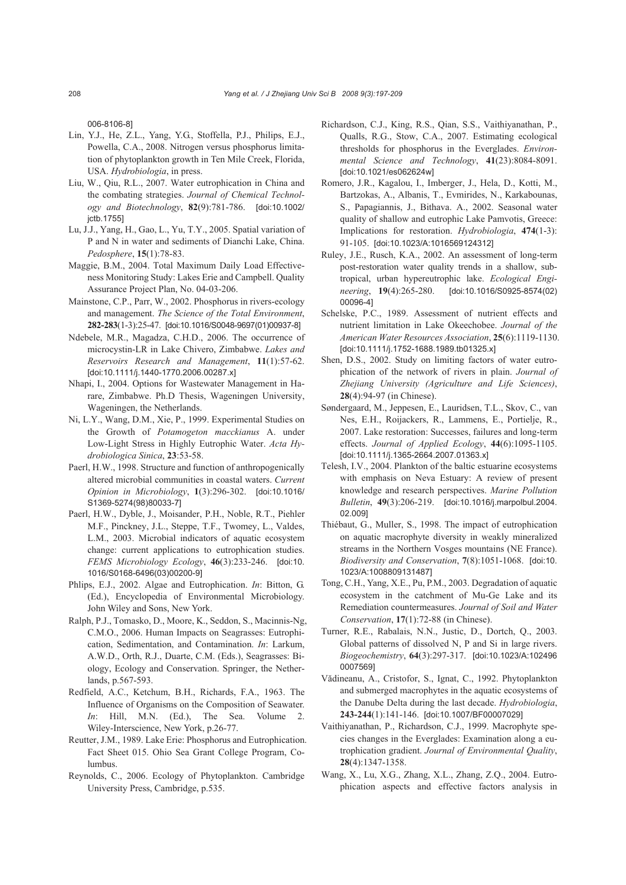006-8106-8]

Lin, Y.J., He, Z.L., Yang, Y.G., Stoffella, P.J., Philips, E.J., Powella, C.A., 2008. Nitrogen versus phosphorus limitation of phytoplankton growth in Ten Mile Creek, Florida, USA. *Hydrobiologia*, in press.

Liu, W., Qiu, R.L., 2007. Water eutrophication in China and the combating strategies. *Journal of Chemical Technology and Biotechnology*, **82**(9):781-786. [doi:10.1002/jctb.1755]

Lu, J.J., Yang, H., Gao, L., Yu, T.Y., 2005. Spatial variation of P and N in water and sediments of Dianchi Lake, China. *Pedosphere*, **15**(1):78-83.

Maggie, B.M., 2004. Total Maximum Daily Load Effectiveness Monitoring Study: Lakes Erie and Campbell. Quality Assurance Project Plan, No. 04-03-206.

Mainstone, C.P., Parr, W., 2002. Phosphorus in rivers-ecology and management. *The Science of the Total Environment*, **282-283**(1-3):25-47. [doi:10.1016/S0048-9697(01)00937-8]

Ndebele, M.R., Magadza, C.H.D., 2006. The occurrence of microcystin-LR in Lake Chivero, Zimbabwe. *Lakes and Reservoirs Research and Management*, **11**(1):57-62. [doi:10.1111/j.1440-1770.2006.00287.x]

Nhapi, I., 2004. Options for Wastewater Management in Harare, Zimbabwe. Ph.D Thesis, Wageningen University, Wageningen, the Netherlands.

Ni, L.Y., Wang, D.M., Xie, P., 1999. Experimental Studies on the Growth of *Potamogeton macckianus* A. under Low-Light Stress in Highly Eutrophic Water. *Acta Hydrobiologica Sinica*, **23**:53-58.

Paerl, H.W., 1998. Structure and function of anthropogenically altered microbial communities in coastal waters. *Current Opinion in Microbiology*, **1**(3):296-302. [doi:10.1016/S1369-5274(98)80033-7]

Paerl, H.W., Dyble, J., Moisander, P.H., Noble, R.T., Piehler M.F., Pinckney, J.L., Steppe, T.F., Twomey, L., Valdes, L.M., 2003. Microbial indicators of aquatic ecosystem change: current applications to eutrophication studies. *FEMS Microbiology Ecology*, **46**(3):233-246. [doi:10.1016/S0168-6496(03)00200-9]

Phlips, E.J., 2002. Algae and Eutrophication. *In*: Bitton, G. (Ed.), Encyclopedia of Environmental Microbiology. John Wiley and Sons, New York.

Ralph, P.J., Tomasko, D., Moore, K., Seddon, S., Macinnis-Ng, C.M.O., 2006. Human Impacts on Seagrasses: Eutrophication, Sedimentation, and Contamination. *In*: Larkum, A.W.D., Orth, R.J., Duarte, C.M. (Eds.), Seagrasses: Biology, Ecology and Conservation. Springer, the Netherlands, p.567-593.

Redfield, A.C., Ketchum, B.H., Richards, F.A., 1963. The Influence of Organisms on the Composition of Seawater. *In*: Hill, M.N. (Ed.), The Sea. Volume 2. Wiley-Interscience, New York, p.26-77.

Reutter, J.M., 1989. Lake Erie: Phosphorus and Eutrophication. Fact Sheet 015. Ohio Sea Grant College Program, Columbus.

Reynolds, C., 2006. Ecology of Phytoplankton. Cambridge University Press, Cambridge, p.535.

Richardson, C.J., King, R.S., Qian, S.S., Vaithiyanathan, P., Qualls, R.G., Stow, C.A., 2007. Estimating ecological thresholds for phosphorus in the Everglades. *Environmental Science and Technology*, **41**(23):8084-8091. [doi:10.1021/es062624w]

Romero, J.R., Kagalou, I., Imberger, J., Hela, D., Kotti, M., Bartzokas, A., Albanis, T., Evmirides, N., Karkabounas, S., Papagiannis, J., Bithava. A., 2002. Seasonal water quality of shallow and eutrophic Lake Pamvotis, Greece: Implications for restoration. *Hydrobiologia*, **474**(1-3):91-105. [doi:10.1023/A:1016569124312]

Ruley, J.E., Rusch, K.A., 2002. An assessment of long-term post-restoration water quality trends in a shallow, subtropical, urban hypereutrophic lake. *Ecological Engineering*, **19**(4):265-280. [doi:10.1016/S0925-8574(02)00096-4]

Schelske, P.C., 1989. Assessment of nutrient effects and nutrient limitation in Lake Okeechobee. *Journal of the American Water Resources Association*, **25**(6):1119-1130. [doi:10.1111/j.1752-1688.1989.tb01325.x]

Shen, D.S., 2002. Study on limiting factors of water eutrophication of the network of rivers in plain. *Journal of Zhejiang University (Agriculture and Life Sciences)*, **28**(4):94-97 (in Chinese).

Søndergaard, M., Jeppesen, E., Lauridsen, T.L., Skov, C., van Nes, E.H., Roijackers, R., Lammens, E., Portielje, R., 2007. Lake restoration: Successes, failures and long-term effects. *Journal of Applied Ecology*, **44**(6):1095-1105. [doi:10.1111/j.1365-2664.2007.01363.x]

Telesh, I.V., 2004. Plankton of the baltic estuarine ecosystems with emphasis on Neva Estuary: A review of present knowledge and research perspectives. *Marine Pollution Bulletin*, **49**(3):206-219. [doi:10.1016/j.marpolbul.2004.02.009]

Thiébaut, G., Muller, S., 1998. The impact of eutrophication on aquatic macrophyte diversity in weakly mineralized streams in the Northern Vosges mountains (NE France). *Biodiversity and Conservation*, **7**(8):1051-1068. [doi:10.1023/A:1008809131487]

Tong, C.H., Yang, X.E., Pu, P.M., 2003. Degradation of aquatic ecosystem in the catchment of Mu-Ge Lake and its Remediation countermeasures. *Journal of Soil and Water Conservation*, **17**(1):72-88 (in Chinese).

Turner, R.E., Rabalais, N.N., Justic, D., Dortch, Q., 2003. Global patterns of dissolved N, P and Si in large rivers. *Biogeochemistry*, **64**(3):297-317. [doi:10.1023/A:1024960007569]

Vădineanu, A., Cristofor, S., Ignat, C., 1992. Phytoplankton and submerged macrophytes in the aquatic ecosystems of the Danube Delta during the last decade. *Hydrobiologia*, **243-244**(1):141-146. [doi:10.1007/BF00007029]

Vaithiyanathan, P., Richardson, C.J., 1999. Macrophyte species changes in the Everglades: Examination along a eutrophication gradient. *Journal of Environmental Quality*, **28**(4):1347-1358.

Wang, X., Lu, X.G., Zhang, X.L., Zhang, Z.Q., 2004. Eutrophication aspects and effective factors analysis in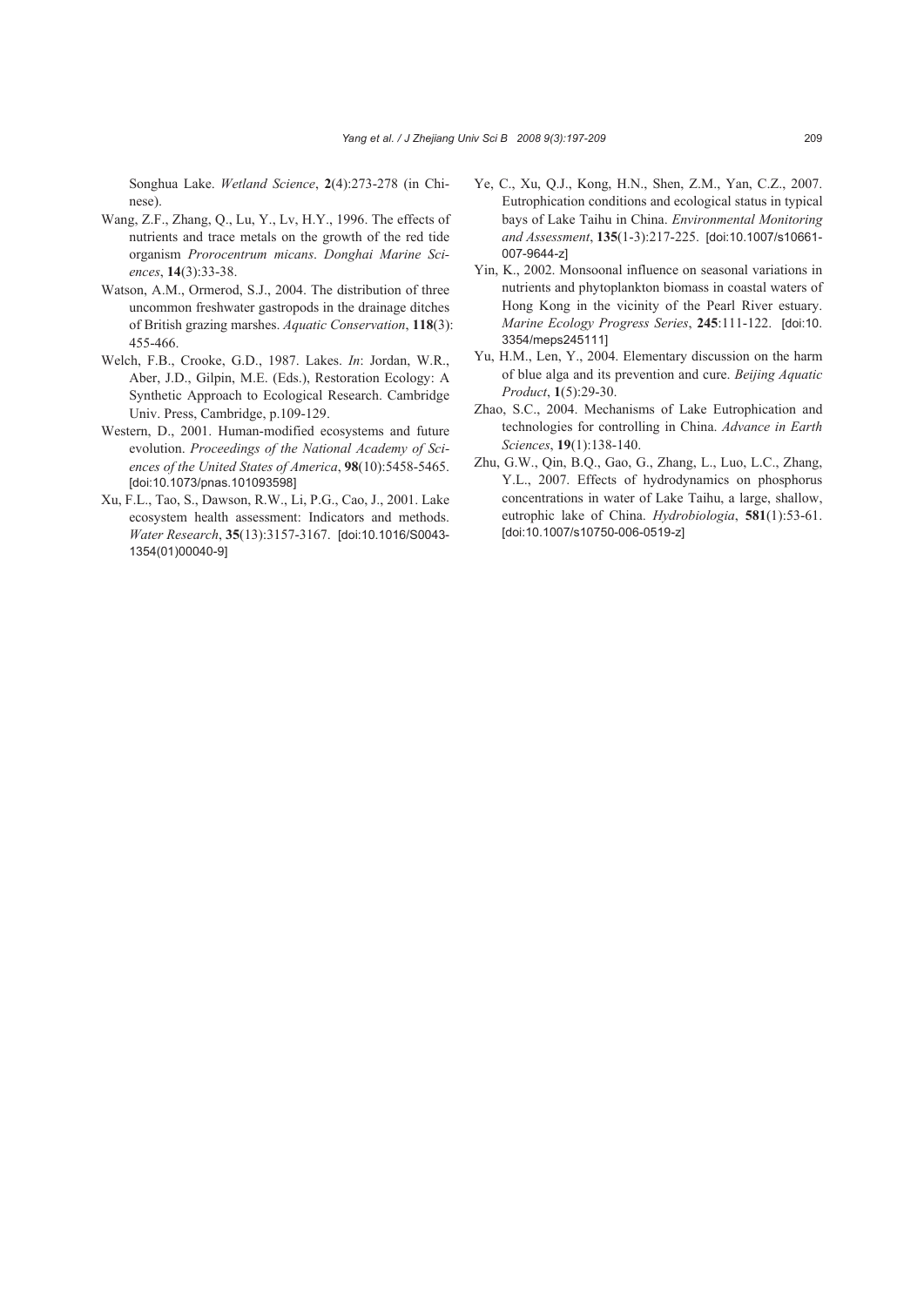Songhua Lake. *Wetland Science*, **2**(4):273-278 (in Chinese).

Wang, Z.F., Zhang, Q., Lu, Y., Lv, H.Y., 1996. The effects of nutrients and trace metals on the growth of the red tide organism *Prorocentrum micans*. *Donghai Marine Sciences*, **14**(3):33-38.

Watson, A.M., Ormerod, S.J., 2004. The distribution of three uncommon freshwater gastropods in the drainage ditches of British grazing marshes. *Aquatic Conservation*, **118**(3): 455-466.

Welch, F.B., Crooke, G.D., 1987. Lakes. *In*: Jordan, W.R., Aber, J.D., Gilpin, M.E. (Eds.), Restoration Ecology: A Synthetic Approach to Ecological Research. Cambridge Univ. Press, Cambridge, p.109-129.

Western, D., 2001. Human-modified ecosystems and future evolution. *Proceedings of the National Academy of Sciences of the United States of America*, **98**(10):5458-5465. [doi:10.1073/pnas.101093598]

Xu, F.L., Tao, S., Dawson, R.W., Li, P.G., Cao, J., 2001. Lake ecosystem health assessment: Indicators and methods. *Water Research*, **35**(13):3157-3167. [doi:10.1016/S0043-1354(01)00040-9]

Ye, C., Xu, Q.J., Kong, H.N., Shen, Z.M., Yan, C.Z., 2007. Eutrophication conditions and ecological status in typical bays of Lake Taihu in China. *Environmental Monitoring and Assessment*, **135**(1-3):217-225. [doi:10.1007/s10661-007-9644-z]

Yin, K., 2002. Monsoonal influence on seasonal variations in nutrients and phytoplankton biomass in coastal waters of Hong Kong in the vicinity of the Pearl River estuary. *Marine Ecology Progress Series*, **245**:111-122. [doi:10.3354/meps245111]

Yu, H.M., Len, Y., 2004. Elementary discussion on the harm of blue alga and its prevention and cure. *Beijing Aquatic Product*, **1**(5):29-30.

Zhao, S.C., 2004. Mechanisms of Lake Eutrophication and technologies for controlling in China. *Advance in Earth Sciences*, **19**(1):138-140.

Zhu, G.W., Qin, B.Q., Gao, G., Zhang, L., Luo, L.C., Zhang, Y.L., 2007. Effects of hydrodynamics on phosphorus concentrations in water of Lake Taihu, a large, shallow, eutrophic lake of China. *Hydrobiologia*, **581**(1):53-61. [doi:10.1007/s10750-006-0519-z]